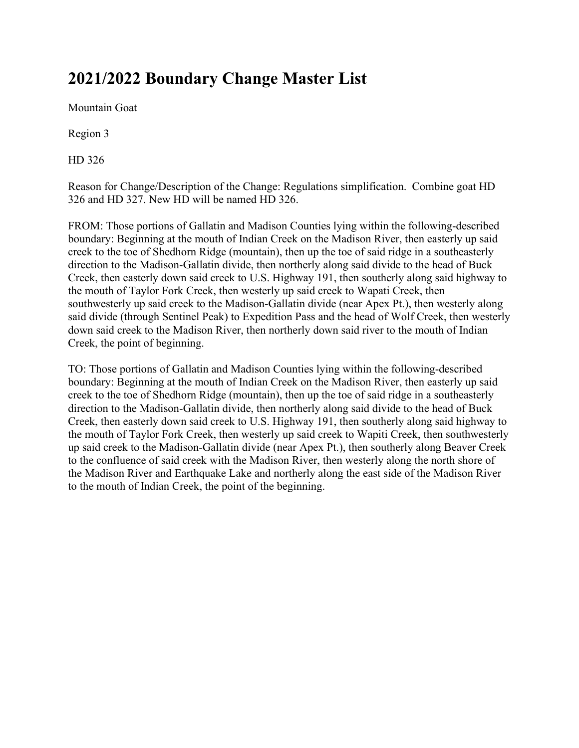# 2021/2022 Boundary Change Master List

Mountain Goat

Region 3

HD 326

Reason for Change/Description of the Change: Regulations simplification. Combine goat HD 326 and HD 327. New HD will be named HD 326.

FROM: Those portions of Gallatin and Madison Counties lying within the following-described boundary: Beginning at the mouth of Indian Creek on the Madison River, then easterly up said creek to the toe of Shedhorn Ridge (mountain), then up the toe of said ridge in a southeasterly direction to the Madison-Gallatin divide, then northerly along said divide to the head of Buck Creek, then easterly down said creek to U.S. Highway 191, then southerly along said highway to the mouth of Taylor Fork Creek, then westerly up said creek to Wapati Creek, then southwesterly up said creek to the Madison-Gallatin divide (near Apex Pt.), then westerly along said divide (through Sentinel Peak) to Expedition Pass and the head of Wolf Creek, then westerly down said creek to the Madison River, then northerly down said river to the mouth of Indian Creek, the point of beginning.

TO: Those portions of Gallatin and Madison Counties lying within the following-described boundary: Beginning at the mouth of Indian Creek on the Madison River, then easterly up said creek to the toe of Shedhorn Ridge (mountain), then up the toe of said ridge in a southeasterly direction to the Madison-Gallatin divide, then northerly along said divide to the head of Buck Creek, then easterly down said creek to U.S. Highway 191, then southerly along said highway to the mouth of Taylor Fork Creek, then westerly up said creek to Wapiti Creek, then southwesterly up said creek to the Madison-Gallatin divide (near Apex Pt.), then southerly along Beaver Creek to the confluence of said creek with the Madison River, then westerly along the north shore of the Madison River and Earthquake Lake and northerly along the east side of the Madison River to the mouth of Indian Creek, the point of the beginning.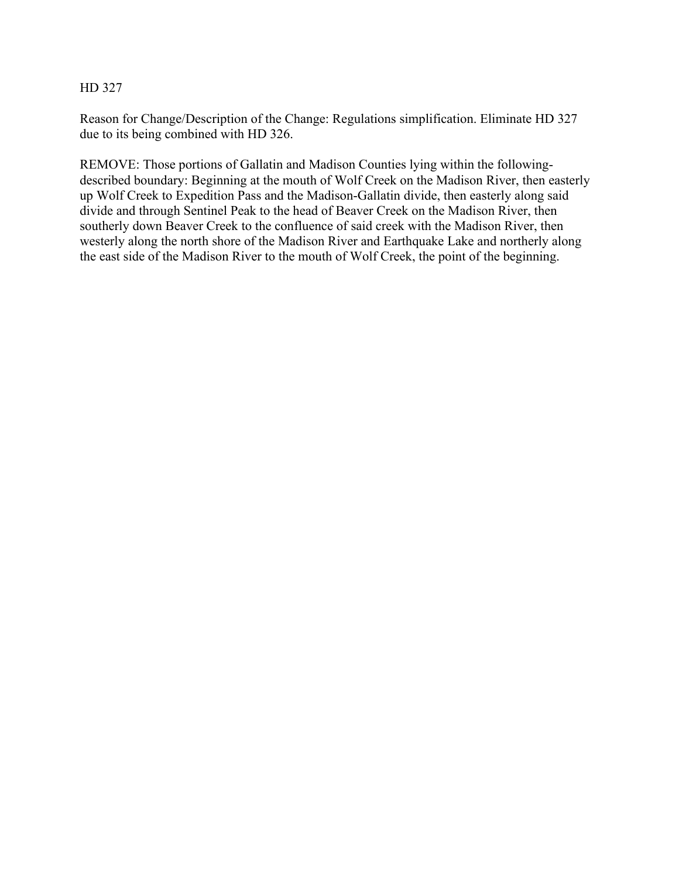HD 327

Reason for Change/Description of the Change: Regulations simplification. Eliminate HD 327 due to its being combined with HD 326.

REMOVE: Those portions of Gallatin and Madison Counties lying within the following-described boundary: Beginning at the mouth of Wolf Creek on the Madison River, then easterly up Wolf Creek to Expedition Pass and the Madison-Gallatin divide, then easterly along said divide and through Sentinel Peak to the head of Beaver Creek on the Madison River, then southerly down Beaver Creek to the confluence of said creek with the Madison River, then westerly along the north shore of the Madison River and Earthquake Lake and northerly along the east side of the Madison River to the mouth of Wolf Creek, the point of the beginning.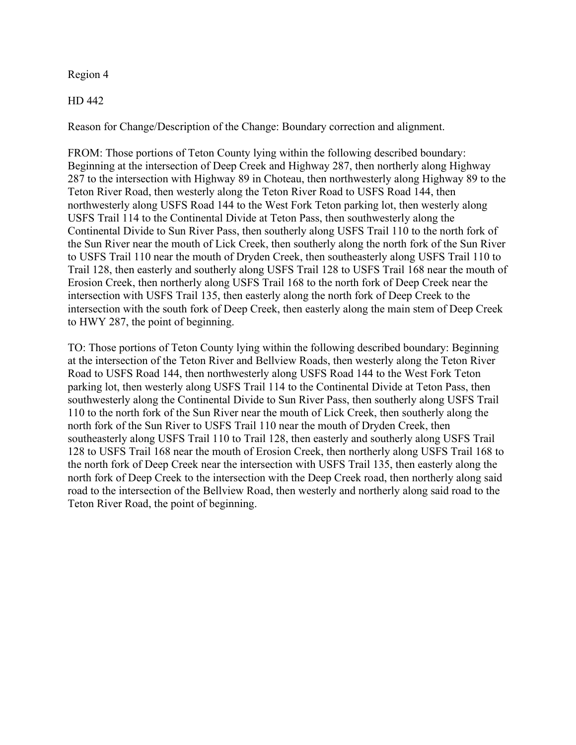Region 4

HD 442

Reason for Change/Description of the Change: Boundary correction and alignment.

FROM: Those portions of Teton County lying within the following described boundary: Beginning at the intersection of Deep Creek and Highway 287, then northerly along Highway 287 to the intersection with Highway 89 in Choteau, then northwesterly along Highway 89 to the Teton River Road, then westerly along the Teton River Road to USFS Road 144, then northwesterly along USFS Road 144 to the West Fork Teton parking lot, then westerly along USFS Trail 114 to the Continental Divide at Teton Pass, then southwesterly along the Continental Divide to Sun River Pass, then southerly along USFS Trail 110 to the north fork of the Sun River near the mouth of Lick Creek, then southerly along the north fork of the Sun River to USFS Trail 110 near the mouth of Dryden Creek, then southeasterly along USFS Trail 110 to Trail 128, then easterly and southerly along USFS Trail 128 to USFS Trail 168 near the mouth of Erosion Creek, then northerly along USFS Trail 168 to the north fork of Deep Creek near the intersection with USFS Trail 135, then easterly along the north fork of Deep Creek to the intersection with the south fork of Deep Creek, then easterly along the main stem of Deep Creek to HWY 287, the point of beginning.

TO: Those portions of Teton County lying within the following described boundary: Beginning at the intersection of the Teton River and Bellview Roads, then westerly along the Teton River Road to USFS Road 144, then northwesterly along USFS Road 144 to the West Fork Teton parking lot, then westerly along USFS Trail 114 to the Continental Divide at Teton Pass, then southwesterly along the Continental Divide to Sun River Pass, then southerly along USFS Trail 110 to the north fork of the Sun River near the mouth of Lick Creek, then southerly along the north fork of the Sun River to USFS Trail 110 near the mouth of Dryden Creek, then southeasterly along USFS Trail 110 to Trail 128, then easterly and southerly along USFS Trail 128 to USFS Trail 168 near the mouth of Erosion Creek, then northerly along USFS Trail 168 to the north fork of Deep Creek near the intersection with USFS Trail 135, then easterly along the north fork of Deep Creek to the intersection with the Deep Creek road, then northerly along said road to the intersection of the Bellview Road, then westerly and northerly along said road to the Teton River Road, the point of beginning.